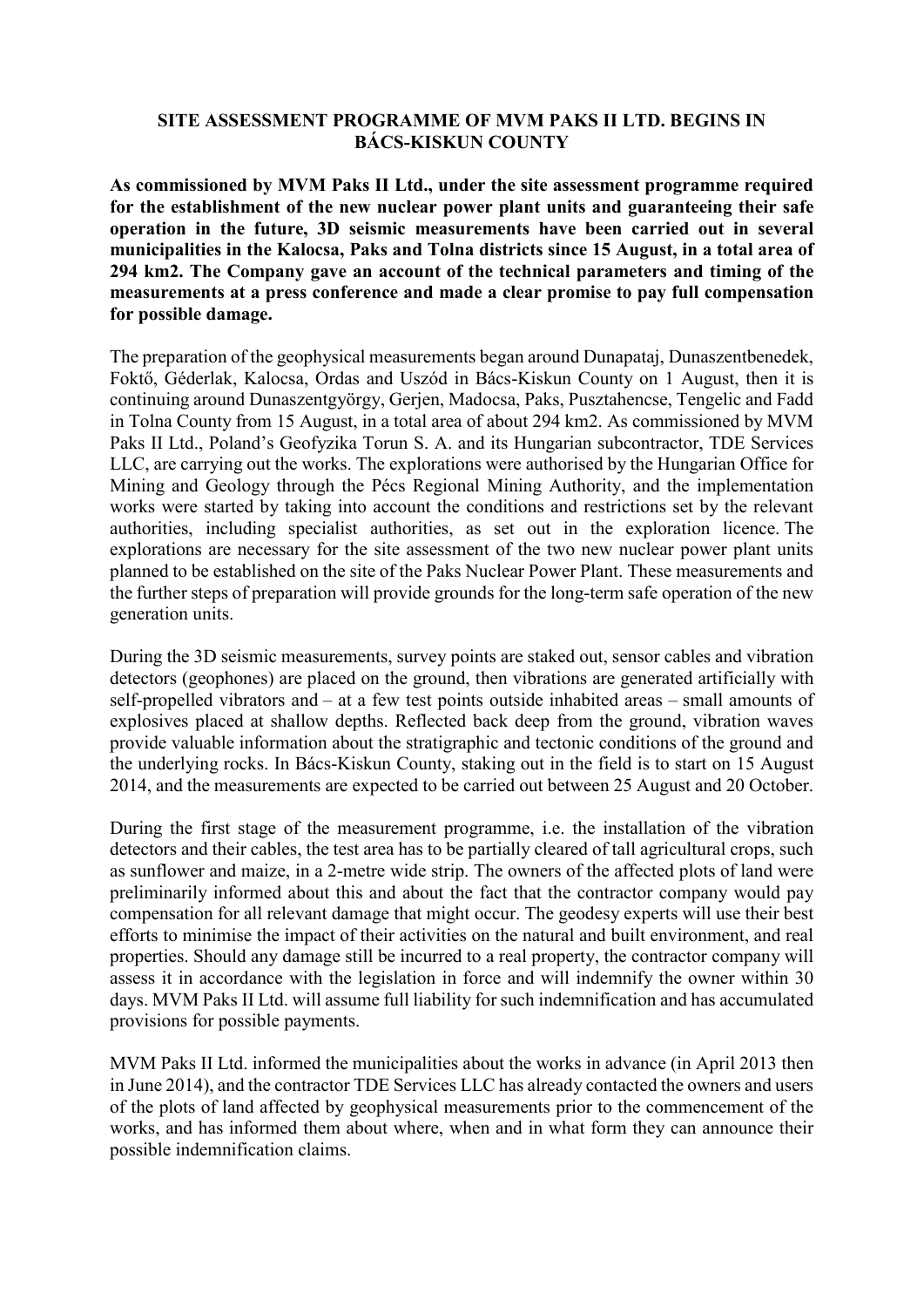# SITE ASSESSMENT PROGRAMME OF MVM PAKS II LTD. BEGINS IN BÁCS-KISKUN COUNTY

**As commissioned by MVM Paks II Ltd., under the site assessment programme required for the establishment of the new nuclear power plant units and guaranteeing their safe operation in the future, 3D seismic measurements have been carried out in several municipalities in the Kalocsa, Paks and Tolna districts since 15 August, in a total area of 294 km2. The Company gave an account of the technical parameters and timing of the measurements at a press conference and made a clear promise to pay full compensation for possible damage.**

The preparation of the geophysical measurements began around Dunapataj, Dunaszentbenedek, Foktő, Géderlak, Kalocsa, Ordas and Uszód in Bács-Kiskun County on 1 August, then it is continuing around Dunaszentgyörgy, Gerjen, Madocsa, Paks, Pusztahencse, Tengelic and Fadd in Tolna County from 15 August, in a total area of about 294 km2. As commissioned by MVM Paks II Ltd., Poland's Geofyzika Torun S. A. and its Hungarian subcontractor, TDE Services LLC, are carrying out the works. The explorations were authorised by the Hungarian Office for Mining and Geology through the Pécs Regional Mining Authority, and the implementation works were started by taking into account the conditions and restrictions set by the relevant authorities, including specialist authorities, as set out in the exploration licence. The explorations are necessary for the site assessment of the two new nuclear power plant units planned to be established on the site of the Paks Nuclear Power Plant. These measurements and the further steps of preparation will provide grounds for the long-term safe operation of the new generation units.

During the 3D seismic measurements, survey points are staked out, sensor cables and vibration detectors (geophones) are placed on the ground, then vibrations are generated artificially with self-propelled vibrators and – at a few test points outside inhabited areas – small amounts of explosives placed at shallow depths. Reflected back deep from the ground, vibration waves provide valuable information about the stratigraphic and tectonic conditions of the ground and the underlying rocks. In Bács-Kiskun County, staking out in the field is to start on 15 August 2014, and the measurements are expected to be carried out between 25 August and 20 October.

During the first stage of the measurement programme, i.e. the installation of the vibration detectors and their cables, the test area has to be partially cleared of tall agricultural crops, such as sunflower and maize, in a 2-metre wide strip. The owners of the affected plots of land were preliminarily informed about this and about the fact that the contractor company would pay compensation for all relevant damage that might occur. The geodesy experts will use their best efforts to minimise the impact of their activities on the natural and built environment, and real properties. Should any damage still be incurred to a real property, the contractor company will assess it in accordance with the legislation in force and will indemnify the owner within 30 days. MVM Paks II Ltd. will assume full liability for such indemnification and has accumulated provisions for possible payments.

MVM Paks II Ltd. informed the municipalities about the works in advance (in April 2013 then in June 2014), and the contractor TDE Services LLC has already contacted the owners and users of the plots of land affected by geophysical measurements prior to the commencement of the works, and has informed them about where, when and in what form they can announce their possible indemnification claims.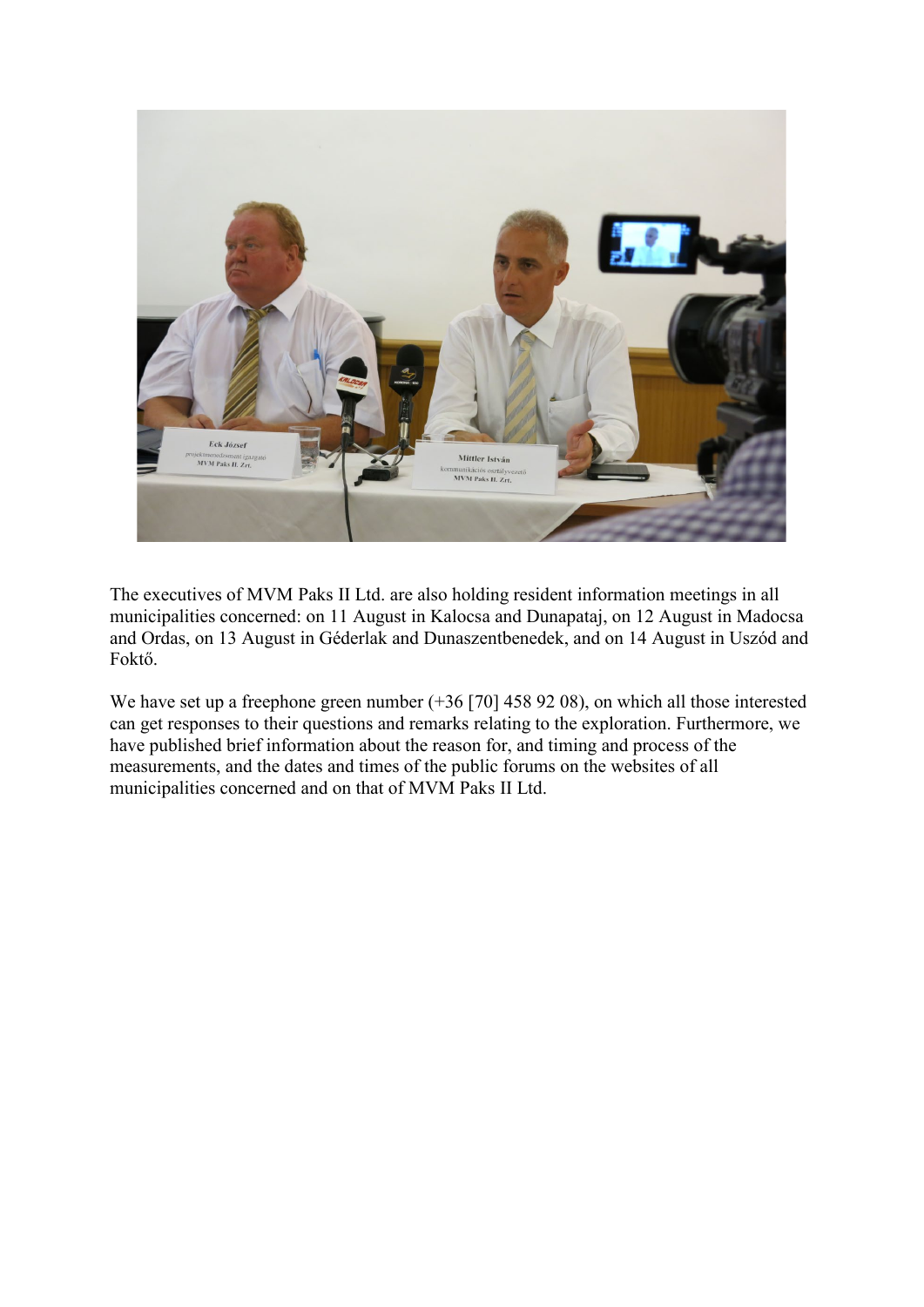The executives of MVM Paks II Ltd. are also holding resident information meetings in all municipalities concerned: on 11 August in Kalocsa and Dunapataj, on 12 August in Madocsa and Ordas, on 13 August in Géderlak and Dunaszentbenedek, and on 14 August in Uszód and Foktő.

We have set up a freephone green number (+36 [70] 458 92 08), on which all those interested can get responses to their questions and remarks relating to the exploration. Furthermore, we have published brief information about the reason for, and timing and process of the measurements, and the dates and times of the public forums on the websites of all municipalities concerned and on that of MVM Paks II Ltd.